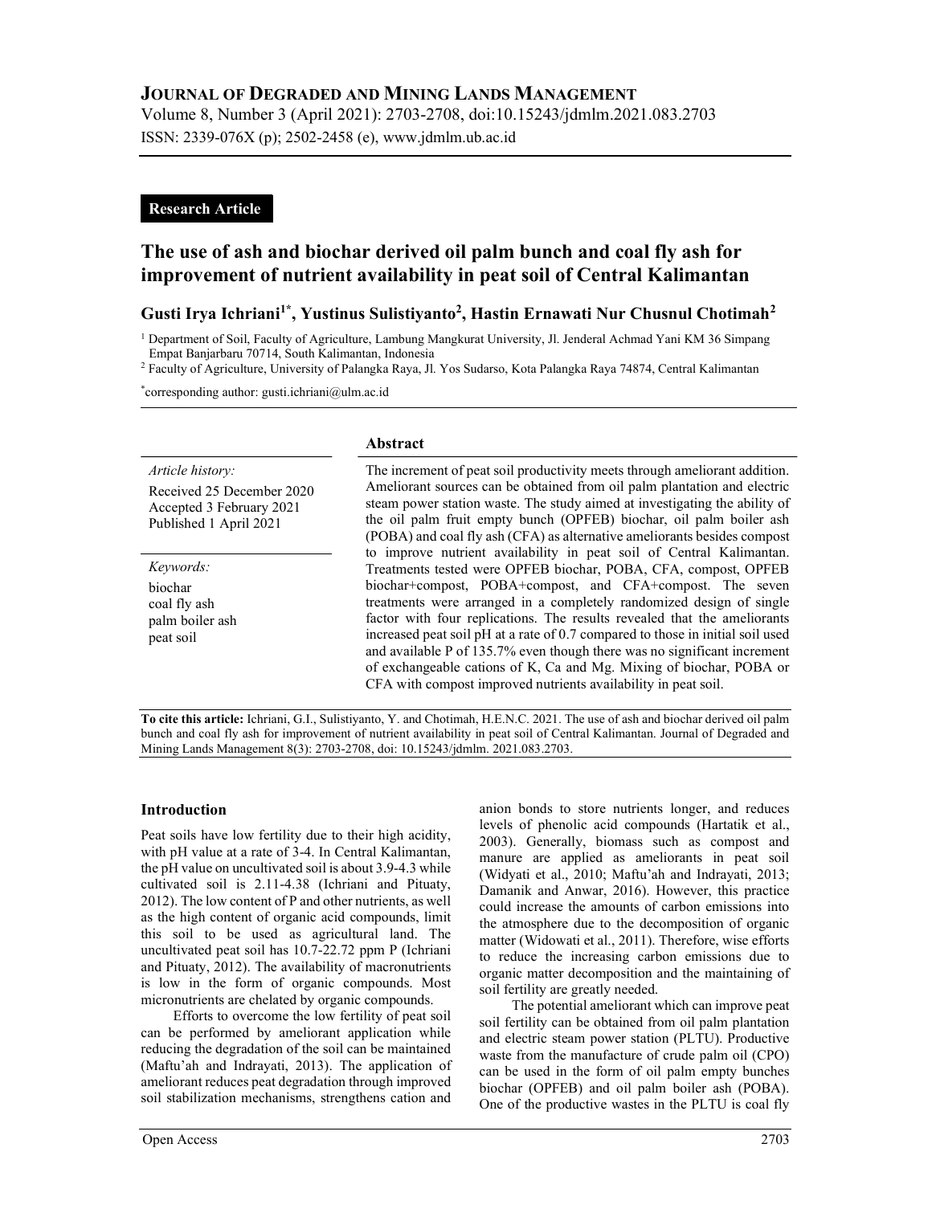# JOURNAL OF DEGRADED AND MINING LANDS MANAGEMENT

Volume 8, Number 3 (April 2021): 2703-2708, doi:10.15243/jdmlm.2021.083.2703
ISSN: 2339-076X (p); 2502-2458 (e), www.jdmlm.ub.ac.id

**Research Article**

## The use of ash and biochar derived oil palm bunch and coal fly ash for improvement of nutrient availability in peat soil of Central Kalimantan

**Gusti Irya Ichriani[1*], Yustinus Sulistiyanto[2], Hastin Ernawati Nur Chusnul Chotimah[2]**

[1] Department of Soil, Faculty of Agriculture, Lambung Mangkurat University, Jl. Jenderal Achmad Yani KM 36 Simpang Empat Banjarbaru 70714, South Kalimantan, Indonesia

[2] Faculty of Agriculture, University of Palangka Raya, Jl. Yos Sudarso, Kota Palangka Raya 74874, Central Kalimantan

*corresponding author: gusti.ichriani@ulm.ac.id

*Article history:*
Received 25 December 2020
Accepted 3 February 2021
Published 1 April 2021

*Keywords:*
biochar
coal fly ash
palm boiler ash
peat soil

### Abstract

The increment of peat soil productivity meets through ameliorant addition. Ameliorant sources can be obtained from oil palm plantation and electric steam power station waste. The study aimed at investigating the ability of the oil palm fruit empty bunch (OPFEB) biochar, oil palm boiler ash (POBA) and coal fly ash (CFA) as alternative ameliorants besides compost to improve nutrient availability in peat soil of Central Kalimantan. Treatments tested were OPFEB biochar, POBA, CFA, compost, OPFEB biochar+compost, POBA+compost, and CFA+compost. The seven treatments were arranged in a completely randomized design of single factor with four replications. The results revealed that the ameliorants increased peat soil pH at a rate of 0.7 compared to those in initial soil used and available P of 135.7% even though there was no significant increment of exchangeable cations of K, Ca and Mg. Mixing of biochar, POBA or CFA with compost improved nutrients availability in peat soil.

**To cite this article:** Ichriani, G.I., Sulistiyanto, Y. and Chotimah, H.E.N.C. 2021. The use of ash and biochar derived oil palm bunch and coal fly ash for improvement of nutrient availability in peat soil of Central Kalimantan. Journal of Degraded and Mining Lands Management 8(3): 2703-2708, doi: 10.15243/jdmlm. 2021.083.2703.

### Introduction

Peat soils have low fertility due to their high acidity, with pH value at a rate of 3-4. In Central Kalimantan, the pH value on uncultivated soil is about 3.9-4.3 while cultivated soil is 2.11-4.38 (Ichriani and Pituaty, 2012). The low content of P and other nutrients, as well as the high content of organic acid compounds, limit this soil to be used as agricultural land. The uncultivated peat soil has 10.7-22.72 ppm P (Ichriani and Pituaty, 2012). The availability of macronutrients is low in the form of organic compounds. Most micronutrients are chelated by organic compounds.

Efforts to overcome the low fertility of peat soil can be performed by ameliorant application while reducing the degradation of the soil can be maintained (Maftu'ah and Indrayati, 2013). The application of ameliorant reduces peat degradation through improved soil stabilization mechanisms, strengthens cation and anion bonds to store nutrients longer, and reduces levels of phenolic acid compounds (Hartatik et al., 2003). Generally, biomass such as compost and manure are applied as ameliorants in peat soil (Widyati et al., 2010; Maftu'ah and Indrayati, 2013; Damanik and Anwar, 2016). However, this practice could increase the amounts of carbon emissions into the atmosphere due to the decomposition of organic matter (Widowati et al., 2011). Therefore, wise efforts to reduce the increasing carbon emissions due to organic matter decomposition and the maintaining of soil fertility are greatly needed.

The potential ameliorant which can improve peat soil fertility can be obtained from oil palm plantation and electric steam power station (PLTU). Productive waste from the manufacture of crude palm oil (CPO) can be used in the form of oil palm empty bunches biochar (OPFEB) and oil palm boiler ash (POBA). One of the productive wastes in the PLTU is coal fly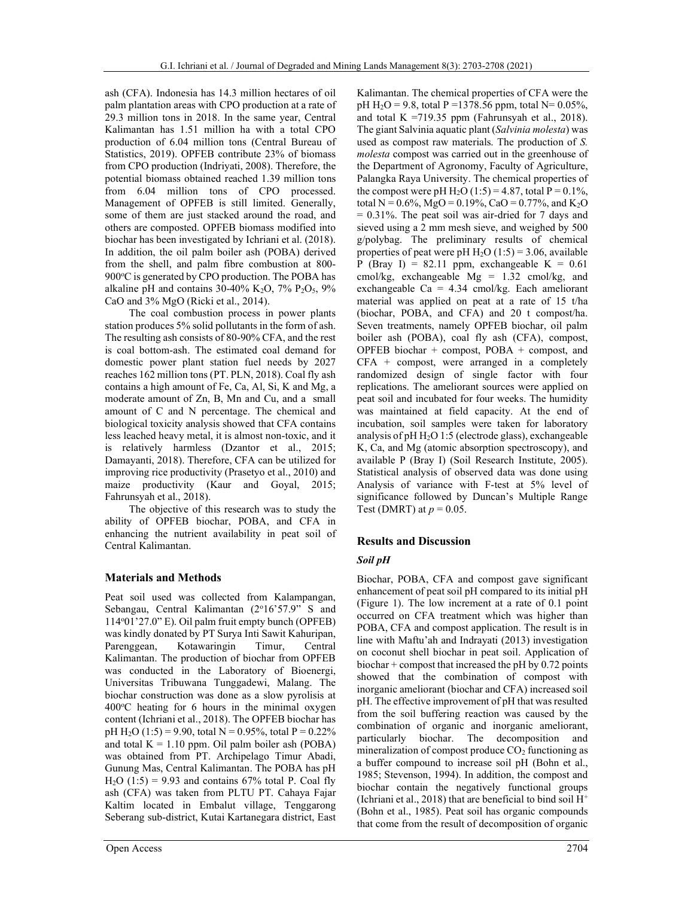ash (CFA). Indonesia has 14.3 million hectares of oil palm plantation areas with CPO production at a rate of 29.3 million tons in 2018. In the same year, Central Kalimantan has 1.51 million ha with a total CPO production of 6.04 million tons (Central Bureau of Statistics, 2019). OPFEB contribute 23% of biomass from CPO production (Indriyati, 2008). Therefore, the potential biomass obtained reached 1.39 million tons from 6.04 million tons of CPO processed. Management of OPFEB is still limited. Generally, some of them are just stacked around the road, and others are composted. OPFEB biomass modified into biochar has been investigated by Ichriani et al. (2018). In addition, the oil palm boiler ash (POBA) derived from the shell, and palm fibre combustion at 800-900°C is generated by CPO production. The POBA has alkaline pH and contains 30-40% $K_2O$, 7% $P_2O_5$, 9% CaO and 3% MgO (Ricki et al., 2014).

The coal combustion process in power plants station produces 5% solid pollutants in the form of ash. The resulting ash consists of 80-90% CFA, and the rest is coal bottom-ash. The estimated coal demand for domestic power plant station fuel needs by 2027 reaches 162 million tons (PT. PLN, 2018). Coal fly ash contains a high amount of Fe, Ca, Al, Si, K and Mg, a moderate amount of Zn, B, Mn and Cu, and a small amount of C and N percentage. The chemical and biological toxicity analysis showed that CFA contains less leached heavy metal, it is almost non-toxic, and it is relatively harmless (Dzantor et al., 2015; Damayanti, 2018). Therefore, CFA can be utilized for improving rice productivity (Prasetyo et al., 2010) and maize productivity (Kaur and Goyal, 2015; Fahrunsyah et al., 2018).

The objective of this research was to study the ability of OPFEB biochar, POBA, and CFA in enhancing the nutrient availability in peat soil of Central Kalimantan.

## Materials and Methods

Peat soil used was collected from Kalampangan, Sebangau, Central Kalimantan (2°16'57.9" S and 114°01'27.0" E). Oil palm fruit empty bunch (OPFEB) was kindly donated by PT Surya Inti Sawit Kahuripan, Parenggean, Kotawaringin Timur, Central Kalimantan. The production of biochar from OPFEB was conducted in the Laboratory of Bioenergi, Universitas Tribuwana Tunggadewi, Malang. The biochar construction was done as a slow pyrolisis at 400°C heating for 6 hours in the minimal oxygen content (Ichriani et al., 2018). The OPFEB biochar has pH $H_2O$ (1:5) = 9.90, total N = 0.95%, total P = 0.22% and total K = 1.10 ppm. Oil palm boiler ash (POBA) was obtained from PT. Archipelago Timur Abadi, Gunung Mas, Central Kalimantan. The POBA has pH $H_2O$ (1:5) = 9.93 and contains 67% total P. Coal fly ash (CFA) was taken from PLTU PT. Cahaya Fajar Kaltim located in Embalut village, Tenggarong Seberang sub-district, Kutai Kartanegara district, East Kalimantan. The chemical properties of CFA were the pH $H_2O$ = 9.8, total P =1378.56 ppm, total N= 0.05%, and total K =719.35 ppm (Fahrunsyah et al., 2018). The giant Salvinia aquatic plant (*Salvinia molesta*) was used as compost raw materials. The production of *S. molesta* compost was carried out in the greenhouse of the Department of Agronomy, Faculty of Agriculture, Palangka Raya University. The chemical properties of the compost were pH $H_2O$ (1:5) = 4.87, total P = 0.1%, total N = 0.6%, MgO = 0.19%, CaO = 0.77%, and $K_2O$ = 0.31%. The peat soil was air-dried for 7 days and sieved using a 2 mm mesh sieve, and weighed by 500 g/polybag. The preliminary results of chemical properties of peat were pH $H_2O$ (1:5) = 3.06, available P (Bray I) = 82.11 ppm, exchangeable K = 0.61 cmol/kg, exchangeable Mg = 1.32 cmol/kg, and exchangeable Ca = 4.34 cmol/kg. Each ameliorant material was applied on peat at a rate of 15 t/ha (biochar, POBA, and CFA) and 20 t compost/ha. Seven treatments, namely OPFEB biochar, oil palm boiler ash (POBA), coal fly ash (CFA), compost, OPFEB biochar + compost, POBA + compost, and CFA + compost, were arranged in a completely randomized design of single factor with four replications. The ameliorant sources were applied on peat soil and incubated for four weeks. The humidity was maintained at field capacity. At the end of incubation, soil samples were taken for laboratory analysis of pH $H_2O$ 1:5 (electrode glass), exchangeable K, Ca, and Mg (atomic absorption spectroscopy), and available P (Bray I) (Soil Research Institute, 2005). Statistical analysis of observed data was done using Analysis of variance with F-test at 5% level of significance followed by Duncan's Multiple Range Test (DMRT) at $p = 0.05$.

## Results and Discussion

### *Soil pH*

Biochar, POBA, CFA and compost gave significant enhancement of peat soil pH compared to its initial pH (Figure 1). The low increment at a rate of 0.1 point occurred on CFA treatment which was higher than POBA, CFA and compost application. The result is in line with Maftu'ah and Indrayati (2013) investigation on coconut shell biochar in peat soil. Application of biochar + compost that increased the pH by 0.72 points showed that the combination of compost with inorganic ameliorant (biochar and CFA) increased soil pH. The effective improvement of pH that was resulted from the soil buffering reaction was caused by the combination of organic and inorganic ameliorant, particularly biochar. The decomposition and mineralization of compost produce $CO_2$ functioning as a buffer compound to increase soil pH (Bohn et al., 1985; Stevenson, 1994). In addition, the compost and biochar contain the negatively functional groups (Ichriani et al., 2018) that are beneficial to bind soil $H^+$ (Bohn et al., 1985). Peat soil has organic compounds that come from the result of decomposition of organic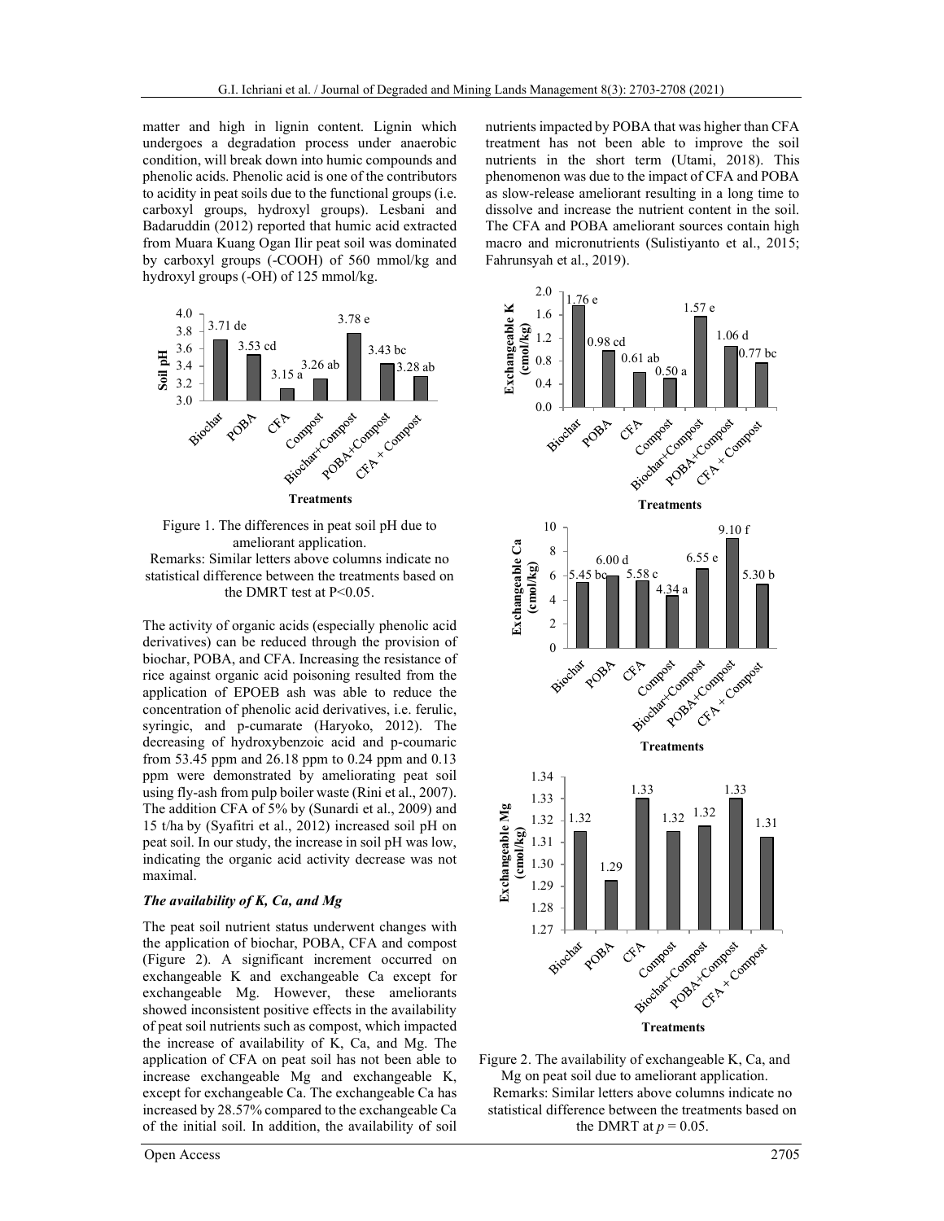matter and high in lignin content. Lignin which undergoes a degradation process under anaerobic condition, will break down into humic compounds and phenolic acids. Phenolic acid is one of the contributors to acidity in peat soils due to the functional groups (i.e. carboxyl groups, hydroxyl groups). Lesbani and Badaruddin (2012) reported that humic acid extracted from Muara Kuang Ogan Ilir peat soil was dominated by carboxyl groups (-COOH) of 560 mmol/kg and hydroxyl groups (-OH) of 125 mmol/kg.

Figure 1. The differences in peat soil pH due to ameliorant application.
Remarks: Similar letters above columns indicate no statistical difference between the treatments based on the DMRT test at $P<0.05$.

The activity of organic acids (especially phenolic acid derivatives) can be reduced through the provision of biochar, POBA, and CFA. Increasing the resistance of rice against organic acid poisoning resulted from the application of EPOEB ash was able to reduce the concentration of phenolic acid derivatives, i.e. ferulic, syringic, and p-cumarate (Haryoko, 2012). The decreasing of hydroxybenzoic acid and p-coumaric from 53.45 ppm and 26.18 ppm to 0.24 ppm and 0.13 ppm were demonstrated by ameliorating peat soil using fly-ash from pulp boiler waste (Rini et al., 2007). The addition CFA of 5% by (Sunardi et al., 2009) and 15 t/ha by (Syafitri et al., 2012) increased soil pH on peat soil. In our study, the increase in soil pH was low, indicating the organic acid activity decrease was not maximal.

### *The availability of K, Ca, and Mg*

The peat soil nutrient status underwent changes with the application of biochar, POBA, CFA and compost (Figure 2). A significant increment occurred on exchangeable K and exchangeable Ca except for exchangeable Mg. However, these ameliorants showed inconsistent positive effects in the availability of peat soil nutrients such as compost, which impacted the increase of availability of K, Ca, and Mg. The application of CFA on peat soil has not been able to increase exchangeable Mg and exchangeable K, except for exchangeable Ca. The exchangeable Ca has increased by 28.57% compared to the exchangeable Ca of the initial soil. In addition, the availability of soil nutrients impacted by POBA that was higher than CFA treatment has not been able to improve the soil nutrients in the short term (Utami, 2018). This phenomenon was due to the impact of CFA and POBA as slow-release ameliorant resulting in a long time to dissolve and increase the nutrient content in the soil. The CFA and POBA ameliorant sources contain high macro and micronutrients (Sulistiyanto et al., 2015; Fahrunsyah et al., 2019).

Figure 2. The availability of exchangeable K, Ca, and Mg on peat soil due to ameliorant application.
Remarks: Similar letters above columns indicate no statistical difference between the treatments based on the DMRT at $p = 0.05$.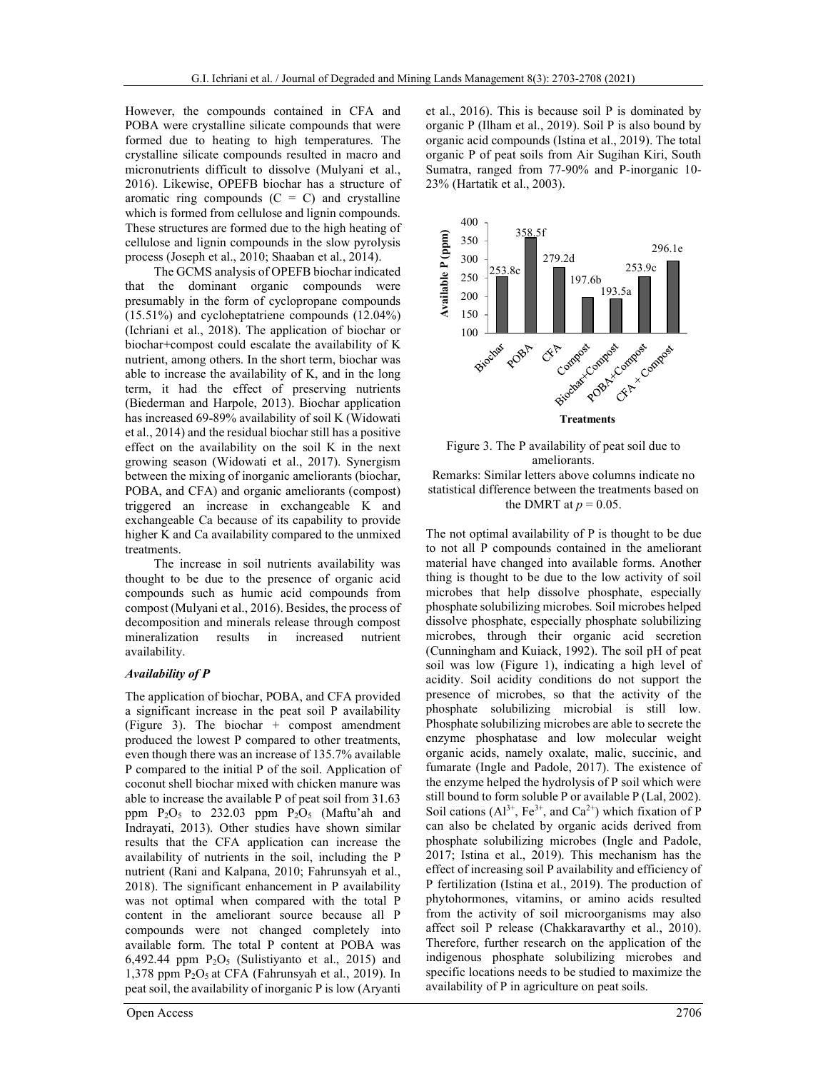However, the compounds contained in CFA and POBA were crystalline silicate compounds that were formed due to heating to high temperatures. The crystalline silicate compounds resulted in macro and micronutrients difficult to dissolve (Mulyani et al., 2016). Likewise, OPEFB biochar has a structure of aromatic ring compounds (C = C) and crystalline which is formed from cellulose and lignin compounds. These structures are formed due to the high heating of cellulose and lignin compounds in the slow pyrolysis process (Joseph et al., 2010; Shaaban et al., 2014).

The GCMS analysis of OPEFB biochar indicated that the dominant organic compounds were presumably in the form of cyclopropane compounds (15.51%) and cycloheptatriene compounds (12.04%) (Ichriani et al., 2018). The application of biochar or biochar+compost could escalate the availability of K nutrient, among others. In the short term, biochar was able to increase the availability of K, and in the long term, it had the effect of preserving nutrients (Biederman and Harpole, 2013). Biochar application has increased 69-89% availability of soil K (Widowati et al., 2014) and the residual biochar still has a positive effect on the availability on the soil K in the next growing season (Widowati et al., 2017). Synergism between the mixing of inorganic ameliorants (biochar, POBA, and CFA) and organic ameliorants (compost) triggered an increase in exchangeable K and exchangeable Ca because of its capability to provide higher K and Ca availability compared to the unmixed treatments.

The increase in soil nutrients availability was thought to be due to the presence of organic acid compounds such as humic acid compounds from compost (Mulyani et al., 2016). Besides, the process of decomposition and minerals release through compost mineralization results in increased nutrient availability.

### *Availability of P*

The application of biochar, POBA, and CFA provided a significant increase in the peat soil P availability (Figure 3). The biochar + compost amendment produced the lowest P compared to other treatments, even though there was an increase of 135.7% available P compared to the initial P of the soil. Application of coconut shell biochar mixed with chicken manure was able to increase the available P of peat soil from 31.63 ppm $P_2O_5$ to 232.03 ppm $P_2O_5$ (Maftu'ah and Indrayati, 2013). Other studies have shown similar results that the CFA application can increase the availability of nutrients in the soil, including the P nutrient (Rani and Kalpana, 2010; Fahrunsyah et al., 2018). The significant enhancement in P availability was not optimal when compared with the total P content in the ameliorant source because all P compounds were not changed completely into available form. The total P content at POBA was 6,492.44 ppm $P_2O_5$ (Sulistiyanto et al., 2015) and 1,378 ppm $P_2O_5$ at CFA (Fahrunsyah et al., 2019). In peat soil, the availability of inorganic P is low (Aryanti et al., 2016). This is because soil P is dominated by organic P (Ilham et al., 2019). Soil P is also bound by organic acid compounds (Istina et al., 2019). The total organic P of peat soils from Air Sugihan Kiri, South Sumatra, ranged from 77-90% and P-inorganic 10-23% (Hartatik et al., 2003).

| Treatments | Available P (ppm) |
|---|---|
| Biochar | 253.8c |
| POBA | 358.5f |
| CFA | 279.2d |
| Compost | 197.6b |
| Biochar+Compost | 193.5a |
| POBA+Compost | 253.9c |
| CFA + Compost | 296.1e |

Figure 3. The P availability of peat soil due to ameliorants.
Remarks: Similar letters above columns indicate no statistical difference between the treatments based on the DMRT at $p = 0.05$.

The not optimal availability of P is thought to be due to not all P compounds contained in the ameliorant material have changed into available forms. Another thing is thought to be due to the low activity of soil microbes that help dissolve phosphate, especially phosphate solubilizing microbes. Soil microbes helped dissolve phosphate, especially phosphate solubilizing microbes, through their organic acid secretion (Cunningham and Kuiack, 1992). The soil pH of peat soil was low (Figure 1), indicating a high level of acidity. Soil acidity conditions do not support the presence of microbes, so that the activity of the phosphate solubilizing microbial is still low. Phosphate solubilizing microbes are able to secrete the enzyme phosphatase and low molecular weight organic acids, namely oxalate, malic, succinic, and fumarate (Ingle and Padole, 2017). The existence of the enzyme helped the hydrolysis of P soil which were still bound to form soluble P or available P (Lal, 2002). Soil cations ($Al^{3+}$, $Fe^{3+}$, and $Ca^{2+}$) which fixation of P can also be chelated by organic acids derived from phosphate solubilizing microbes (Ingle and Padole, 2017; Istina et al., 2019). This mechanism has the effect of increasing soil P availability and efficiency of P fertilization (Istina et al., 2019). The production of phytohormones, vitamins, or amino acids resulted from the activity of soil microorganisms may also affect soil P release (Chakkaravarthy et al., 2010). Therefore, further research on the application of the indigenous phosphate solubilizing microbes and specific locations needs to be studied to maximize the availability of P in agriculture on peat soils.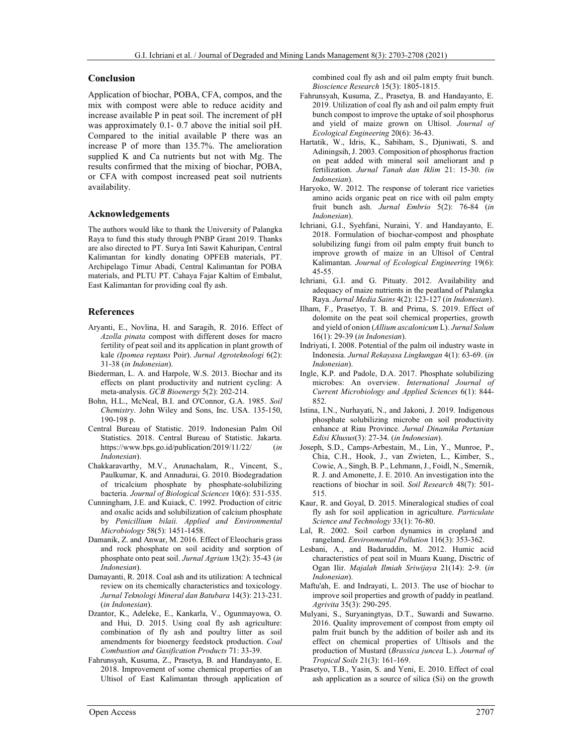## Conclusion

Application of biochar, POBA, CFA, compos, and the mix with compost were able to reduce acidity and increase available P in peat soil. The increment of pH was approximately 0.1- 0.7 above the initial soil pH. Compared to the initial available P there was an increase P of more than 135.7%. The amelioration supplied K and Ca nutrients but not with Mg. The results confirmed that the mixing of biochar, POBA, or CFA with compost increased peat soil nutrients availability.

## Acknowledgements

The authors would like to thank the University of Palangka Raya to fund this study through PNBP Grant 2019. Thanks are also directed to PT. Surya Inti Sawit Kahuripan, Central Kalimantan for kindly donating OPFEB materials, PT. Archipelago Timur Abadi, Central Kalimantan for POBA materials, and PLTU PT. Cahaya Fajar Kaltim of Embalut, East Kalimantan for providing coal fly ash.

## References

Aryanti, E., Novlina, H. and Saragih, R. 2016. Effect of *Azolla pinata* compost with different doses for macro fertility of peat soil and its application in plant growth of kale *(Ipomea reptans* Poir). *Jurnal Agroteknologi* 6(2): 31-38 (*in Indonesian*).

Biederman, L. A. and Harpole, W.S. 2013. Biochar and its effects on plant productivity and nutrient cycling: A meta-analysis. *GCB Bioenergy* 5(2): 202-214.

Bohn, H.L., McNeal, B.I. and O'Connor, G.A. 1985. *Soil Chemistry*. John Wiley and Sons, Inc. USA. 135-150, 190-198 p.

Central Bureau of Statistic. 2019. Indonesian Palm Oil Statistics. 2018. Central Bureau of Statistic. Jakarta. https://www.bps.go.id/publication/2019/11/22/ (*in Indonesian*).

Chakkaravarthy, M.V., Arunachalam, R., Vincent, S., Paulkumar, K. and Annadurai, G. 2010. Biodegradation of tricalcium phosphate by phosphate-solubilizing bacteria. *Journal of Biological Sciences* 10(6): 531-535.

Cunningham, J.E. and Kuiack, C. 1992. Production of citric and oxalic acids and solubilization of calcium phosphate by *Penicillium bilaii. Applied and Environmental Microbiology* 58(5): 1451-1458.

Damanik, Z. and Anwar, M. 2016. Effect of Eleocharis grass and rock phosphate on soil acidity and sorption of phosphate onto peat soil. *Jurnal Agrium* 13(2): 35-43 (*in Indonesian*).

Damayanti, R. 2018. Coal ash and its utilization: A technical review on its chemically characteristics and toxicology. *Jurnal Teknologi Mineral dan Batubara* 14(3): 213-231. (*in Indonesian*).

Dzantor, K., Adeleke, E., Kankarla, V., Ogunmayowa, O. and Hui, D. 2015. Using coal fly ash agriculture: combination of fly ash and poultry litter as soil amendments for bioenergy feedstock production. *Coal Combustion and Gasification Products* 71: 33-39.

Fahrunsyah, Kusuma, Z., Prasetya, B. and Handayanto, E. 2018. Improvement of some chemical properties of an Ultisol of East Kalimantan through application of combined coal fly ash and oil palm empty fruit bunch. *Bioscience Research* 15(3): 1805-1815.

Fahrunsyah, Kusuma, Z., Prasetya, B. and Handayanto, E. 2019. Utilization of coal fly ash and oil palm empty fruit bunch compost to improve the uptake of soil phosphorus and yield of maize grown on Ultisol. *Journal of Ecological Engineering* 20(6): 36-43.

Hartatik, W., Idris, K., Sabiham, S., Djuniwati, S. and Adiningsih, J. 2003. Composition of phosphorus fraction on peat added with mineral soil ameliorant and p fertilization. *Jurnal Tanah dan Iklim* 21: 15-30. *(in Indonesian*).

Haryoko, W. 2012. The response of tolerant rice varieties amino acids organic peat on rice with oil palm empty fruit bunch ash. *Jurnal Embrio* 5(2): 76-84 (*in Indonesian*).

Ichriani, G.I., Syehfani, Nuraini, Y. and Handayanto, E. 2018. Formulation of biochar-compost and phosphate solubilizing fungi from oil palm empty fruit bunch to improve growth of maize in an Ultisol of Central Kalimantan. *Journal of Ecological Engineering* 19(6): 45-55.

Ichriani, G.I. and G. Pituaty. 2012. Availability and adequacy of maize nutrients in the peatland of Palangka Raya. *Jurnal Media Sains* 4(2): 123-127 (*in Indonesian*).

Ilham, F., Prasetyo, T. B. and Prima, S. 2019. Effect of dolomite on the peat soil chemical properties, growth and yield of onion (*Allium ascalonicum* L). *Jurnal Solum* 16(1): 29-39 (*in Indonesian*).

Indriyati, I. 2008. Potential of the palm oil industry waste in Indonesia. *Jurnal Rekayasa Lingkungan* 4(1): 63-69. (*in Indonesian*).

Ingle, K.P. and Padole, D.A. 2017. Phosphate solubilizing microbes: An overview. *International Journal of Current Microbiology and Applied Sciences* 6(1): 844-852.

Istina, I.N., Nurhayati, N., and Jakoni, J. 2019. Indigenous phosphate solubilizing microbe on soil productivity enhance at Riau Province. *Jurnal Dinamika Pertanian Edisi Khusus*(3): 27-34. (*in Indonesian*).

Joseph, S.D., Camps-Arbestain, M., Lin, Y., Munroe, P., Chia, C.H., Hook, J., van Zwieten, L., Kimber, S., Cowie, A., Singh, B. P., Lehmann, J., Foidl, N., Smernik, R. J. and Amonette, J. E. 2010. An investigation into the reactions of biochar in soil. *Soil Research* 48(7): 501-515.

Kaur, R. and Goyal, D. 2015. Mineralogical studies of coal fly ash for soil application in agriculture. *Particulate Science and Technology* 33(1): 76-80.

Lal, R. 2002. Soil carbon dynamics in cropland and rangeland. *Environmental Pollution* 116(3): 353-362.

Lesbani, A., and Badaruddin, M. 2012. Humic acid characteristics of peat soil in Muara Kuang, Disctric of Ogan Ilir. *Majalah Ilmiah Sriwijaya* 21(14): 2-9. (*in Indonesian*).

Maftu'ah, E. and Indrayati, L. 2013. The use of biochar to improve soil properties and growth of paddy in peatland. *Agrivita* 35(3): 290-295.

Mulyani, S., Suryaningtyas, D.T., Suwardi and Suwarno. 2016. Quality improvement of compost from empty oil palm fruit bunch by the addition of boiler ash and its effect on chemical properties of Ultisols and the production of Mustard (*Brassica juncea* L.). *Journal of Tropical Soils* 21(3): 161-169.

Prasetyo, T.B., Yasin, S. and Yeni, E. 2010. Effect of coal ash application as a source of silica (Si) on the growth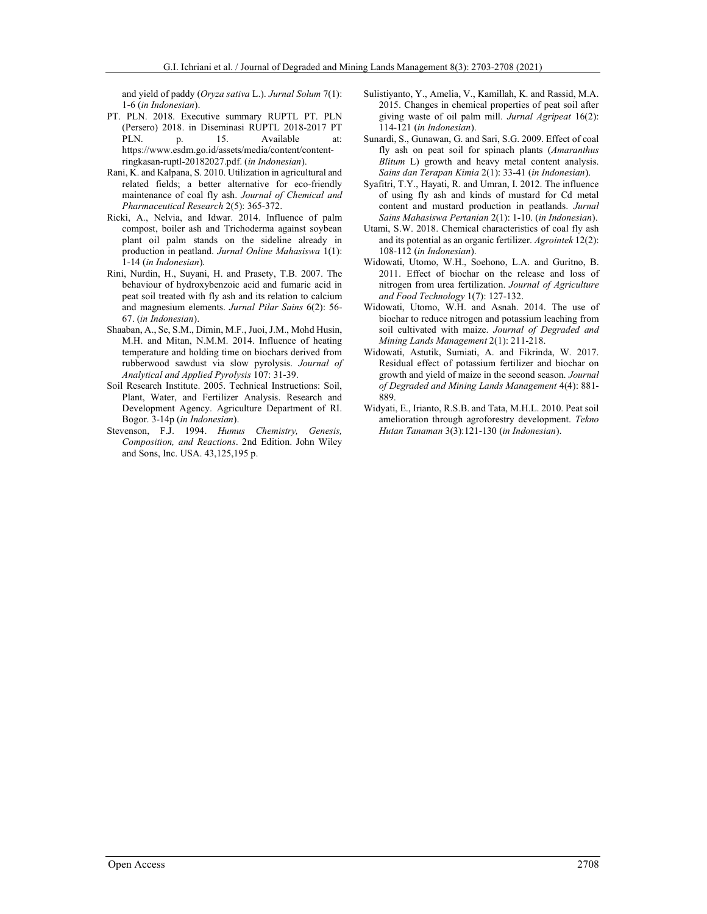and yield of paddy (*Oryza sativa* L.). *Jurnal Solum* 7(1): 1-6 (*in Indonesian*).

PT. PLN. 2018. Executive summary RUPTL PT. PLN (Persero) 2018. in Diseminasi RUPTL 2018-2017 PT PLN. p. 15. Available at: https://www.esdm.go.id/assets/media/content/content-ringkasan-ruptl-20182027.pdf. (*in Indonesian*).

Rani, K. and Kalpana, S. 2010. Utilization in agricultural and related fields; a better alternative for eco-friendly maintenance of coal fly ash. *Journal of Chemical and Pharmaceutical Research* 2(5): 365-372.

Ricki, A., Nelvia, and Idwar. 2014. Influence of palm compost, boiler ash and Trichoderma against soybean plant oil palm stands on the sideline already in production in peatland. *Jurnal Online Mahasiswa* 1(1): 1-14 (*in Indonesian*).

Rini, Nurdin, H., Suyani, H. and Prasety, T.B. 2007. The behaviour of hydroxybenzoic acid and fumaric acid in peat soil treated with fly ash and its relation to calcium and magnesium elements. *Jurnal Pilar Sains* 6(2): 56-67. (*in Indonesian*).

Shaaban, A., Se, S.M., Dimin, M.F., Juoi, J.M., Mohd Husin, M.H. and Mitan, N.M.M. 2014. Influence of heating temperature and holding time on biochars derived from rubberwood sawdust via slow pyrolysis. *Journal of Analytical and Applied Pyrolysis* 107: 31-39.

Soil Research Institute. 2005. Technical Instructions: Soil, Plant, Water, and Fertilizer Analysis. Research and Development Agency. Agriculture Department of RI. Bogor. 3-14p (*in Indonesian*).

Stevenson, F.J. 1994. *Humus Chemistry, Genesis, Composition, and Reactions*. 2nd Edition. John Wiley and Sons, Inc. USA. 43,125,195 p.

Sulistiyanto, Y., Amelia, V., Kamillah, K. and Rassid, M.A. 2015. Changes in chemical properties of peat soil after giving waste of oil palm mill. *Jurnal Agripeat* 16(2): 114-121 (*in Indonesian*).

Sunardi, S., Gunawan, G. and Sari, S.G. 2009. Effect of coal fly ash on peat soil for spinach plants (*Amaranthus Blitum* L) growth and heavy metal content analysis. *Sains dan Terapan Kimia* 2(1): 33-41 (*in Indonesian*).

Syafitri, T.Y., Hayati, R. and Umran, I. 2012. The influence of using fly ash and kinds of mustard for Cd metal content and mustard production in peatlands. *Jurnal Sains Mahasiswa Pertanian* 2(1): 1-10. (*in Indonesian*).

Utami, S.W. 2018. Chemical characteristics of coal fly ash and its potential as an organic fertilizer. *Agrointek* 12(2): 108-112 (*in Indonesian*).

Widowati, Utomo, W.H., Soehono, L.A. and Guritno, B. 2011. Effect of biochar on the release and loss of nitrogen from urea fertilization. *Journal of Agriculture and Food Technology* 1(7): 127-132.

Widowati, Utomo, W.H. and Asnah. 2014. The use of biochar to reduce nitrogen and potassium leaching from soil cultivated with maize. *Journal of Degraded and Mining Lands Management* 2(1): 211-218.

Widowati, Astutik, Sumiati, A. and Fikrinda, W. 2017. Residual effect of potassium fertilizer and biochar on growth and yield of maize in the second season. *Journal of Degraded and Mining Lands Management* 4(4): 881-889.

Widyati, E., Irianto, R.S.B. and Tata, M.H.L. 2010. Peat soil amelioration through agroforestry development. *Tekno Hutan Tanaman* 3(3):121-130 (*in Indonesian*).